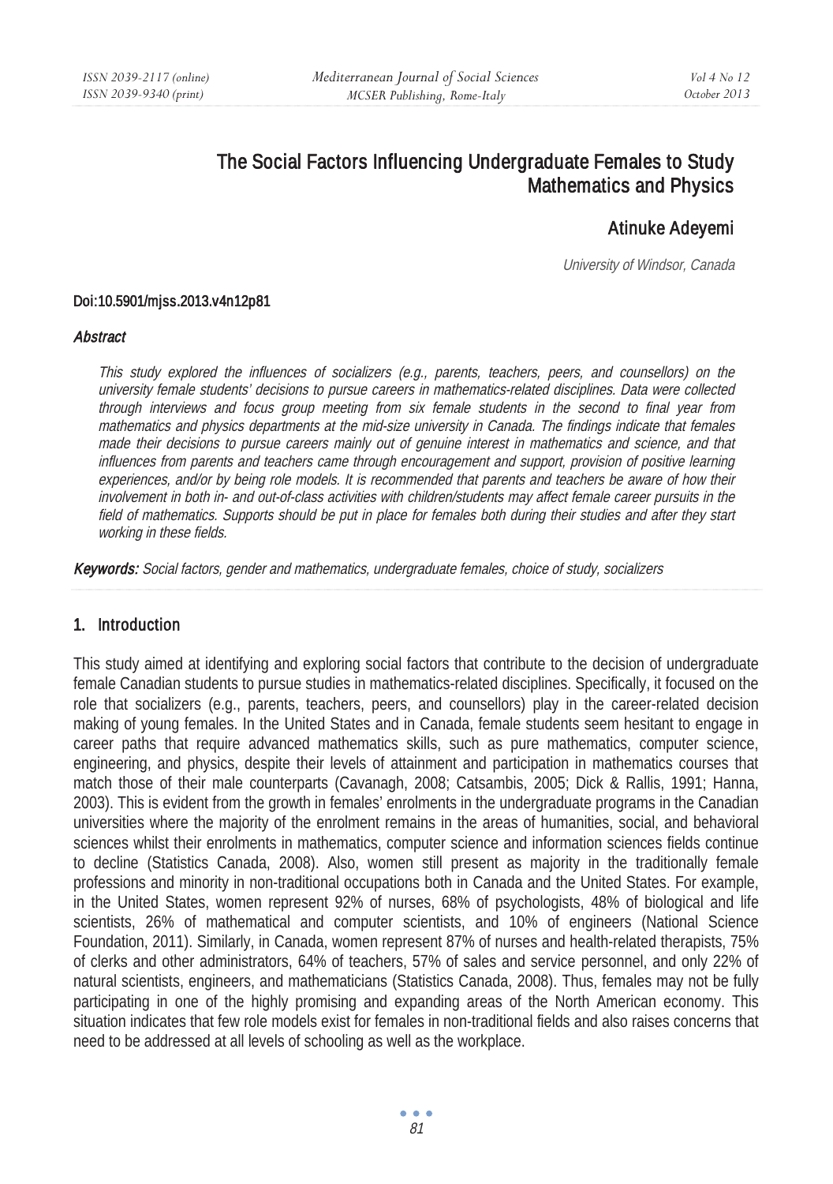# The Social Factors Influencing Undergraduate Females to Study Mathematics and Physics

**Atinuke Adeyemi**

*University of Windsor, Canada*

**Doi:10.5901/mjss.2013.v4n12p81**

### *Abstract*

*This study explored the influences of socializers (e.g., parents, teachers, peers, and counsellors) on the university female students' decisions to pursue careers in mathematics-related disciplines. Data were collected through interviews and focus group meeting from six female students in the second to final year from mathematics and physics departments at the mid-size university in Canada. The findings indicate that females made their decisions to pursue careers mainly out of genuine interest in mathematics and science, and that influences from parents and teachers came through encouragement and support, provision of positive learning experiences, and/or by being role models. It is recommended that parents and teachers be aware of how their involvement in both in- and out-of-class activities with children/students may affect female career pursuits in the field of mathematics. Supports should be put in place for females both during their studies and after they start working in these fields.*

***Keywords:*** *Social factors, gender and mathematics, undergraduate females, choice of study, socializers*

## 1. Introduction

This study aimed at identifying and exploring social factors that contribute to the decision of undergraduate female Canadian students to pursue studies in mathematics-related disciplines. Specifically, it focused on the role that socializers (e.g., parents, teachers, peers, and counsellors) play in the career-related decision making of young females. In the United States and in Canada, female students seem hesitant to engage in career paths that require advanced mathematics skills, such as pure mathematics, computer science, engineering, and physics, despite their levels of attainment and participation in mathematics courses that match those of their male counterparts (Cavanagh, 2008; Catsambis, 2005; Dick & Rallis, 1991; Hanna, 2003). This is evident from the growth in females' enrolments in the undergraduate programs in the Canadian universities where the majority of the enrolment remains in the areas of humanities, social, and behavioral sciences whilst their enrolments in mathematics, computer science and information sciences fields continue to decline (Statistics Canada, 2008). Also, women still present as majority in the traditionally female professions and minority in non-traditional occupations both in Canada and the United States. For example, in the United States, women represent 92% of nurses, 68% of psychologists, 48% of biological and life scientists, 26% of mathematical and computer scientists, and 10% of engineers (National Science Foundation, 2011). Similarly, in Canada, women represent 87% of nurses and health-related therapists, 75% of clerks and other administrators, 64% of teachers, 57% of sales and service personnel, and only 22% of natural scientists, engineers, and mathematicians (Statistics Canada, 2008). Thus, females may not be fully participating in one of the highly promising and expanding areas of the North American economy. This situation indicates that few role models exist for females in non-traditional fields and also raises concerns that need to be addressed at all levels of schooling as well as the workplace.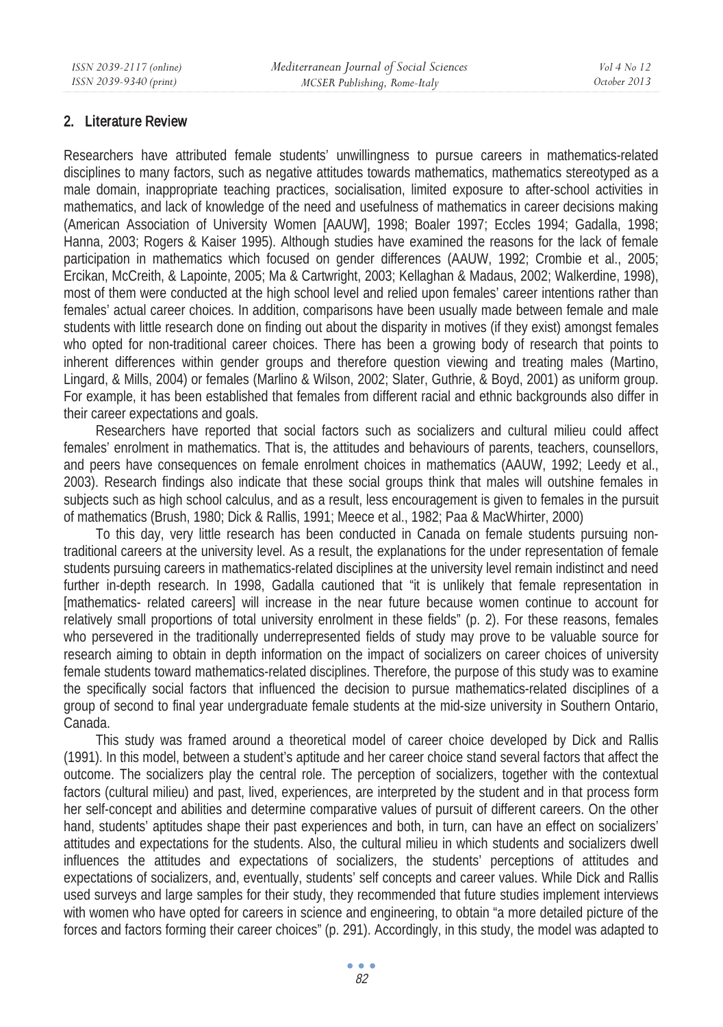## 2. Literature Review

Researchers have attributed female students' unwillingness to pursue careers in mathematics-related disciplines to many factors, such as negative attitudes towards mathematics, mathematics stereotyped as a male domain, inappropriate teaching practices, socialisation, limited exposure to after-school activities in mathematics, and lack of knowledge of the need and usefulness of mathematics in career decisions making (American Association of University Women [AAUW], 1998; Boaler 1997; Eccles 1994; Gadalla, 1998; Hanna, 2003; Rogers & Kaiser 1995). Although studies have examined the reasons for the lack of female participation in mathematics which focused on gender differences (AAUW, 1992; Crombie et al., 2005; Ercikan, McCreith, & Lapointe, 2005; Ma & Cartwright, 2003; Kellaghan & Madaus, 2002; Walkerdine, 1998), most of them were conducted at the high school level and relied upon females' career intentions rather than females' actual career choices. In addition, comparisons have been usually made between female and male students with little research done on finding out about the disparity in motives (if they exist) amongst females who opted for non-traditional career choices. There has been a growing body of research that points to inherent differences within gender groups and therefore question viewing and treating males (Martino, Lingard, & Mills, 2004) or females (Marlino & Wilson, 2002; Slater, Guthrie, & Boyd, 2001) as uniform group. For example, it has been established that females from different racial and ethnic backgrounds also differ in their career expectations and goals.

Researchers have reported that social factors such as socializers and cultural milieu could affect females' enrolment in mathematics. That is, the attitudes and behaviours of parents, teachers, counsellors, and peers have consequences on female enrolment choices in mathematics (AAUW, 1992; Leedy et al., 2003). Research findings also indicate that these social groups think that males will outshine females in subjects such as high school calculus, and as a result, less encouragement is given to females in the pursuit of mathematics (Brush, 1980; Dick & Rallis, 1991; Meece et al., 1982; Paa & MacWhirter, 2000)

To this day, very little research has been conducted in Canada on female students pursuing non-traditional careers at the university level. As a result, the explanations for the under representation of female students pursuing careers in mathematics-related disciplines at the university level remain indistinct and need further in-depth research. In 1998, Gadalla cautioned that "it is unlikely that female representation in [mathematics- related careers] will increase in the near future because women continue to account for relatively small proportions of total university enrolment in these fields" (p. 2). For these reasons, females who persevered in the traditionally underrepresented fields of study may prove to be valuable source for research aiming to obtain in depth information on the impact of socializers on career choices of university female students toward mathematics-related disciplines. Therefore, the purpose of this study was to examine the specifically social factors that influenced the decision to pursue mathematics-related disciplines of a group of second to final year undergraduate female students at the mid-size university in Southern Ontario, Canada.

This study was framed around a theoretical model of career choice developed by Dick and Rallis (1991). In this model, between a student's aptitude and her career choice stand several factors that affect the outcome. The socializers play the central role. The perception of socializers, together with the contextual factors (cultural milieu) and past, lived, experiences, are interpreted by the student and in that process form her self-concept and abilities and determine comparative values of pursuit of different careers. On the other hand, students' aptitudes shape their past experiences and both, in turn, can have an effect on socializers' attitudes and expectations for the students. Also, the cultural milieu in which students and socializers dwell influences the attitudes and expectations of socializers, the students' perceptions of attitudes and expectations of socializers, and, eventually, students' self concepts and career values. While Dick and Rallis used surveys and large samples for their study, they recommended that future studies implement interviews with women who have opted for careers in science and engineering, to obtain "a more detailed picture of the forces and factors forming their career choices" (p. 291). Accordingly, in this study, the model was adapted to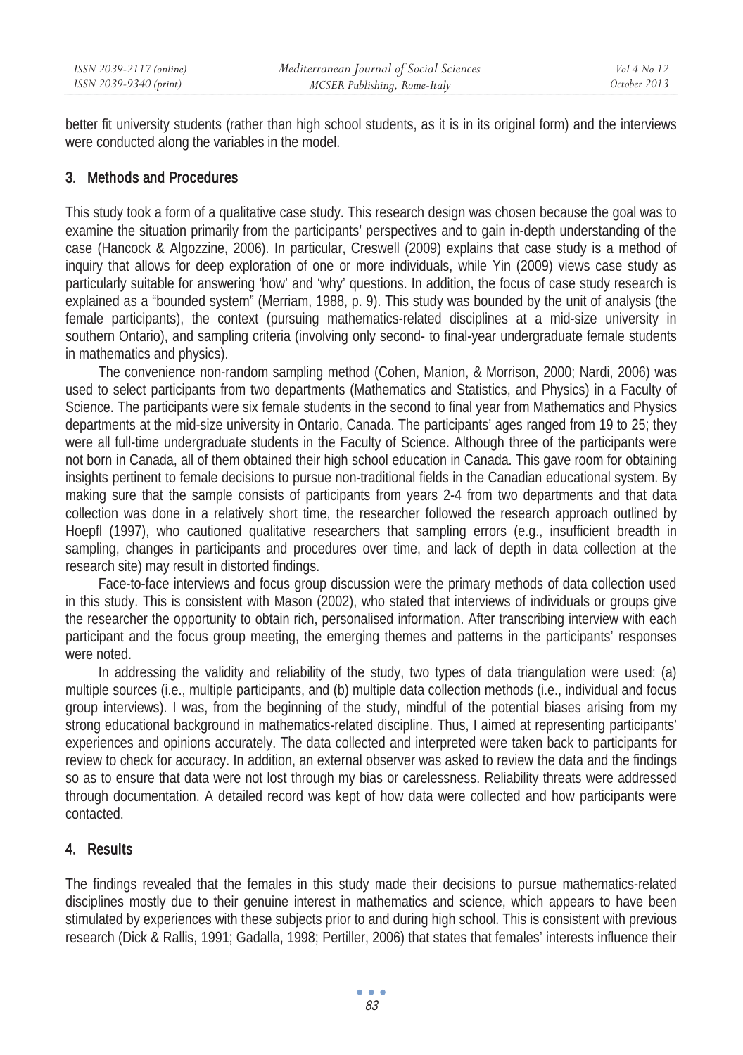better fit university students (rather than high school students, as it is in its original form) and the interviews were conducted along the variables in the model.

## 3. Methods and Procedures

This study took a form of a qualitative case study. This research design was chosen because the goal was to examine the situation primarily from the participants' perspectives and to gain in-depth understanding of the case (Hancock & Algozzine, 2006). In particular, Creswell (2009) explains that case study is a method of inquiry that allows for deep exploration of one or more individuals, while Yin (2009) views case study as particularly suitable for answering 'how' and 'why' questions. In addition, the focus of case study research is explained as a "bounded system" (Merriam, 1988, p. 9). This study was bounded by the unit of analysis (the female participants), the context (pursuing mathematics-related disciplines at a mid-size university in southern Ontario), and sampling criteria (involving only second- to final-year undergraduate female students in mathematics and physics).

The convenience non-random sampling method (Cohen, Manion, & Morrison, 2000; Nardi, 2006) was used to select participants from two departments (Mathematics and Statistics, and Physics) in a Faculty of Science. The participants were six female students in the second to final year from Mathematics and Physics departments at the mid-size university in Ontario, Canada. The participants' ages ranged from 19 to 25; they were all full-time undergraduate students in the Faculty of Science. Although three of the participants were not born in Canada, all of them obtained their high school education in Canada. This gave room for obtaining insights pertinent to female decisions to pursue non-traditional fields in the Canadian educational system. By making sure that the sample consists of participants from years 2-4 from two departments and that data collection was done in a relatively short time, the researcher followed the research approach outlined by Hoepfl (1997), who cautioned qualitative researchers that sampling errors (e.g., insufficient breadth in sampling, changes in participants and procedures over time, and lack of depth in data collection at the research site) may result in distorted findings.

Face-to-face interviews and focus group discussion were the primary methods of data collection used in this study. This is consistent with Mason (2002), who stated that interviews of individuals or groups give the researcher the opportunity to obtain rich, personalised information. After transcribing interview with each participant and the focus group meeting, the emerging themes and patterns in the participants' responses were noted.

In addressing the validity and reliability of the study, two types of data triangulation were used: (a) multiple sources (i.e., multiple participants, and (b) multiple data collection methods (i.e., individual and focus group interviews). I was, from the beginning of the study, mindful of the potential biases arising from my strong educational background in mathematics-related discipline. Thus, I aimed at representing participants' experiences and opinions accurately. The data collected and interpreted were taken back to participants for review to check for accuracy. In addition, an external observer was asked to review the data and the findings so as to ensure that data were not lost through my bias or carelessness. Reliability threats were addressed through documentation. A detailed record was kept of how data were collected and how participants were contacted.

## 4. Results

The findings revealed that the females in this study made their decisions to pursue mathematics-related disciplines mostly due to their genuine interest in mathematics and science, which appears to have been stimulated by experiences with these subjects prior to and during high school. This is consistent with previous research (Dick & Rallis, 1991; Gadalla, 1998; Pertiller, 2006) that states that females' interests influence their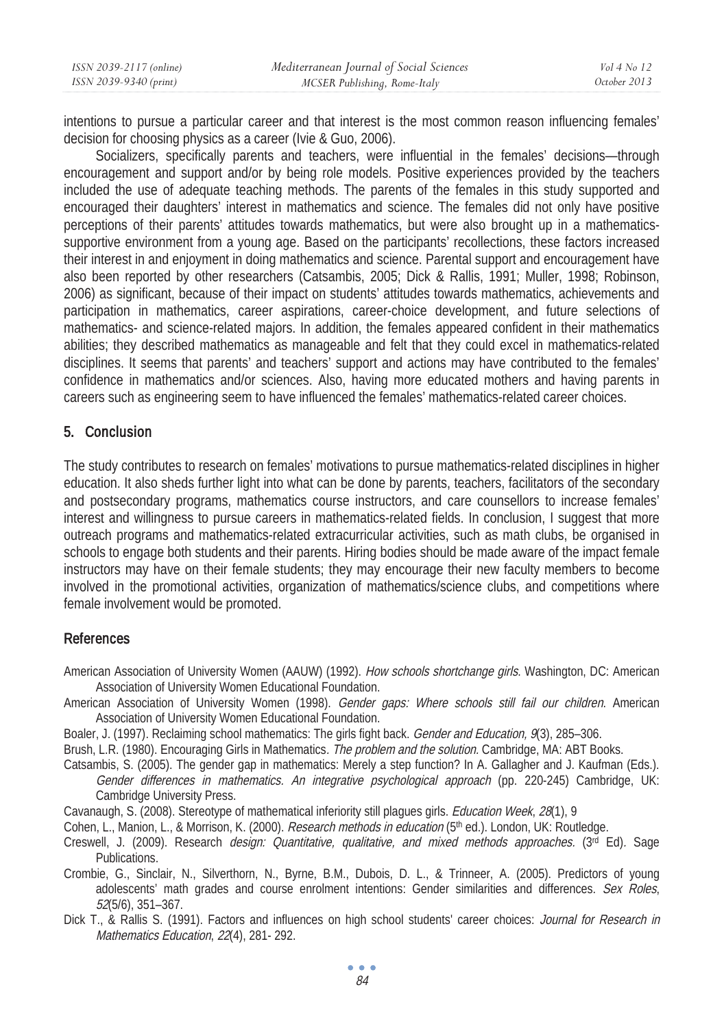intentions to pursue a particular career and that interest is the most common reason influencing females' decision for choosing physics as a career (Ivie & Guo, 2006).

Socializers, specifically parents and teachers, were influential in the females' decisions—through encouragement and support and/or by being role models. Positive experiences provided by the teachers included the use of adequate teaching methods. The parents of the females in this study supported and encouraged their daughters' interest in mathematics and science. The females did not only have positive perceptions of their parents' attitudes towards mathematics, but were also brought up in a mathematics-supportive environment from a young age. Based on the participants' recollections, these factors increased their interest in and enjoyment in doing mathematics and science. Parental support and encouragement have also been reported by other researchers (Catsambis, 2005; Dick & Rallis, 1991; Muller, 1998; Robinson, 2006) as significant, because of their impact on students' attitudes towards mathematics, achievements and participation in mathematics, career aspirations, career-choice development, and future selections of mathematics- and science-related majors. In addition, the females appeared confident in their mathematics abilities; they described mathematics as manageable and felt that they could excel in mathematics-related disciplines. It seems that parents' and teachers' support and actions may have contributed to the females' confidence in mathematics and/or sciences. Also, having more educated mothers and having parents in careers such as engineering seem to have influenced the females' mathematics-related career choices.

## 5. Conclusion

The study contributes to research on females' motivations to pursue mathematics-related disciplines in higher education. It also sheds further light into what can be done by parents, teachers, facilitators of the secondary and postsecondary programs, mathematics course instructors, and care counsellors to increase females' interest and willingness to pursue careers in mathematics-related fields. In conclusion, I suggest that more outreach programs and mathematics-related extracurricular activities, such as math clubs, be organised in schools to engage both students and their parents. Hiring bodies should be made aware of the impact female instructors may have on their female students; they may encourage their new faculty members to become involved in the promotional activities, organization of mathematics/science clubs, and competitions where female involvement would be promoted.

## References

American Association of University Women (AAUW) (1992). *How schools shortchange girls*. Washington, DC: American Association of University Women Educational Foundation.

American Association of University Women (1998). *Gender gaps: Where schools still fail our children*. American Association of University Women Educational Foundation.

Boaler, J. (1997). Reclaiming school mathematics: The girls fight back. *Gender and Education, 9*(3), 285–306.

Brush, L.R. (1980). Encouraging Girls in Mathematics. *The problem and the solution.* Cambridge, MA: ABT Books.

Catsambis, S. (2005). The gender gap in mathematics: Merely a step function? In A. Gallagher and J. Kaufman (Eds.). *Gender differences in mathematics. An integrative psychological approach* (pp. 220-245) Cambridge, UK: Cambridge University Press.

Cavanaugh, S. (2008). Stereotype of mathematical inferiority still plagues girls. *Education Week*, *28*(1), 9

Cohen, L., Manion, L., & Morrison, K. (2000). *Research methods in education* (5th ed.). London, UK: Routledge.

Creswell, J. (2009). Research *design: Quantitative, qualitative, and mixed methods approaches.* (3rd Ed). Sage Publications.

Crombie, G., Sinclair, N., Silverthorn, N., Byrne, B.M., Dubois, D. L., & Trinneer, A. (2005). Predictors of young adolescents' math grades and course enrolment intentions: Gender similarities and differences. *Sex Roles*, *52*(5/6), 351–367.

Dick T., & Rallis S. (1991). Factors and influences on high school students' career choices: *Journal for Research in Mathematics Education*, *22*(4), 281- 292.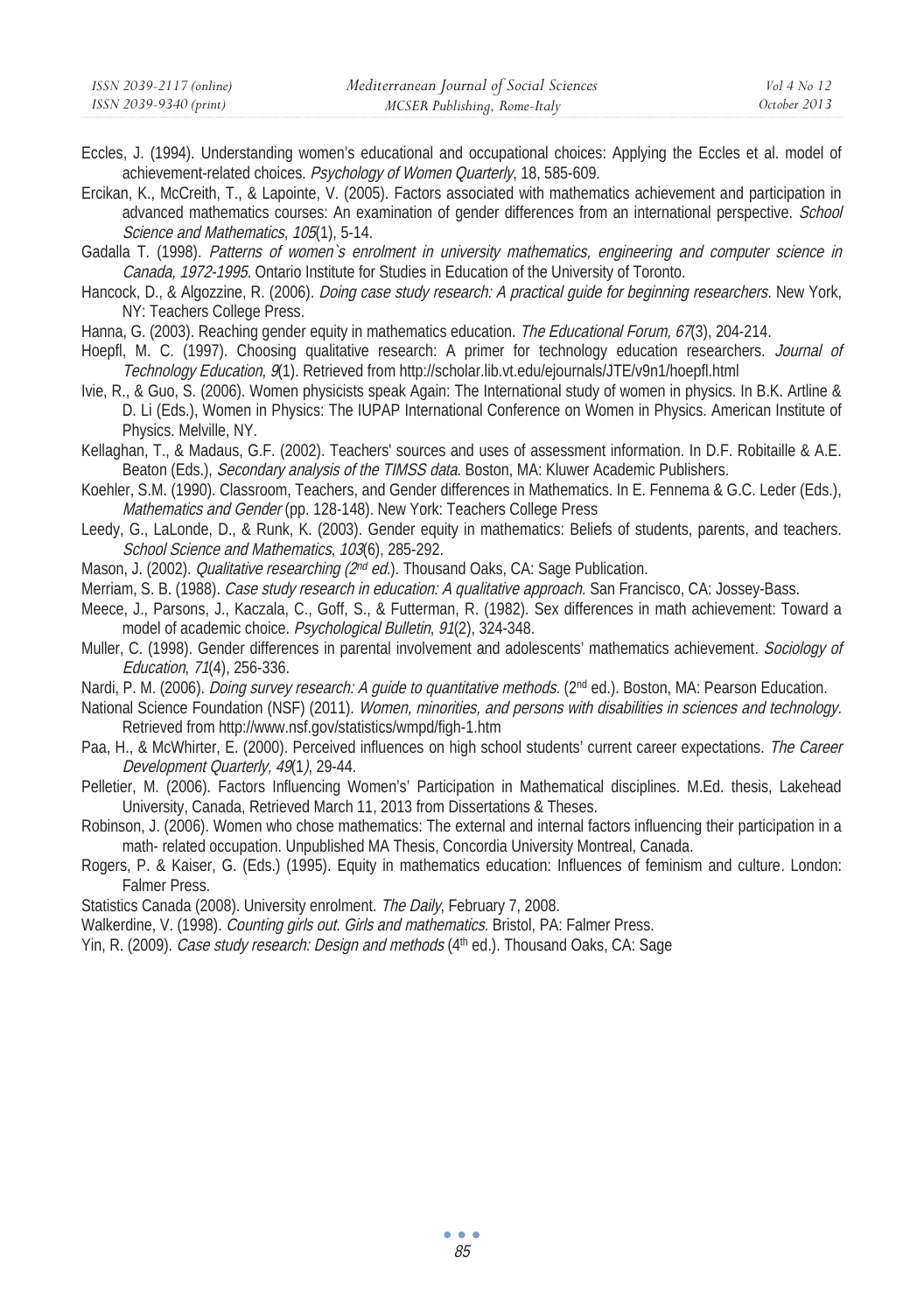Eccles, J. (1994). Understanding women's educational and occupational choices: Applying the Eccles et al. model of achievement-related choices. *Psychology of Women Quarterly*, 18, 585-609.

Ercikan, K., McCreith, T., & Lapointe, V. (2005). Factors associated with mathematics achievement and participation in advanced mathematics courses: An examination of gender differences from an international perspective. *School Science and Mathematics*, *105*(1), 5-14.

Gadalla T. (1998). *Patterns of women`s enrolment in university mathematics, engineering and computer science in Canada, 1972-1995.* Ontario Institute for Studies in Education of the University of Toronto.

Hancock, D., & Algozzine, R. (2006). *Doing case study research: A practical guide for beginning researchers*. New York, NY: Teachers College Press.

Hanna, G. (2003). Reaching gender equity in mathematics education. *The Educational Forum, 67*(3), 204-214.

Hoepfl, M. C. (1997). Choosing qualitative research: A primer for technology education researchers. *Journal of Technology Education*, *9*(1). Retrieved from http://scholar.lib.vt.edu/ejournals/JTE/v9n1/hoepfl.html

Ivie, R., & Guo, S. (2006). Women physicists speak Again: The International study of women in physics. In B.K. Artline & D. Li (Eds.), Women in Physics: The IUPAP International Conference on Women in Physics. American Institute of Physics. Melville, NY.

Kellaghan, T., & Madaus, G.F. (2002). Teachers' sources and uses of assessment information. In D.F. Robitaille & A.E. Beaton (Eds.), *Secondary analysis of the TIMSS data.* Boston, MA: Kluwer Academic Publishers.

Koehler, S.M. (1990). Classroom, Teachers, and Gender differences in Mathematics. In E. Fennema & G.C. Leder (Eds.), *Mathematics and Gender* (pp. 128-148). New York: Teachers College Press

Leedy, G., LaLonde, D., & Runk, K. (2003). Gender equity in mathematics: Beliefs of students, parents, and teachers. *School Science and Mathematics*, *103*(6), 285-292.

Mason, J. (2002). *Qualitative researching (2nd ed.*). Thousand Oaks, CA: Sage Publication.

Merriam, S. B. (1988). *Case study research in education: A qualitative approach.* San Francisco, CA: Jossey-Bass.

Meece, J., Parsons, J., Kaczala, C., Goff, S., & Futterman, R. (1982). Sex differences in math achievement: Toward a model of academic choice. *Psychological Bulletin*, *91*(2), 324-348.

Muller, C. (1998). Gender differences in parental involvement and adolescents' mathematics achievement. *Sociology of Education*, *71*(4), 256-336.

Nardi, P. M. (2006). *Doing survey research: A guide to quantitative methods.* (2nd ed.). Boston, MA: Pearson Education.

National Science Foundation (NSF) (2011). *Women, minorities, and persons with disabilities in sciences and technology.* Retrieved from http://www.nsf.gov/statistics/wmpd/figh-1.htm

Paa, H., & McWhirter, E. (2000). Perceived influences on high school students' current career expectations. *The Career Development Quarterly*, *49*(1*)*, 29-44.

Pelletier, M. (2006). Factors Influencing Women's' Participation in Mathematical disciplines. M.Ed. thesis, Lakehead University, Canada, Retrieved March 11, 2013 from Dissertations & Theses.

Robinson, J. (2006). Women who chose mathematics: The external and internal factors influencing their participation in a math- related occupation. Unpublished MA Thesis, Concordia University Montreal, Canada.

Rogers, P. & Kaiser, G. (Eds.) (1995). Equity in mathematics education: Influences of feminism and culture. London: Falmer Press.

Statistics Canada (2008). University enrolment. *The Daily*, February 7, 2008.

Walkerdine, V. (1998). *Counting girls out. Girls and mathematics*. Bristol, PA: Falmer Press.

Yin, R. (2009). *Case study research: Design and methods* (4th ed.). Thousand Oaks, CA: Sage